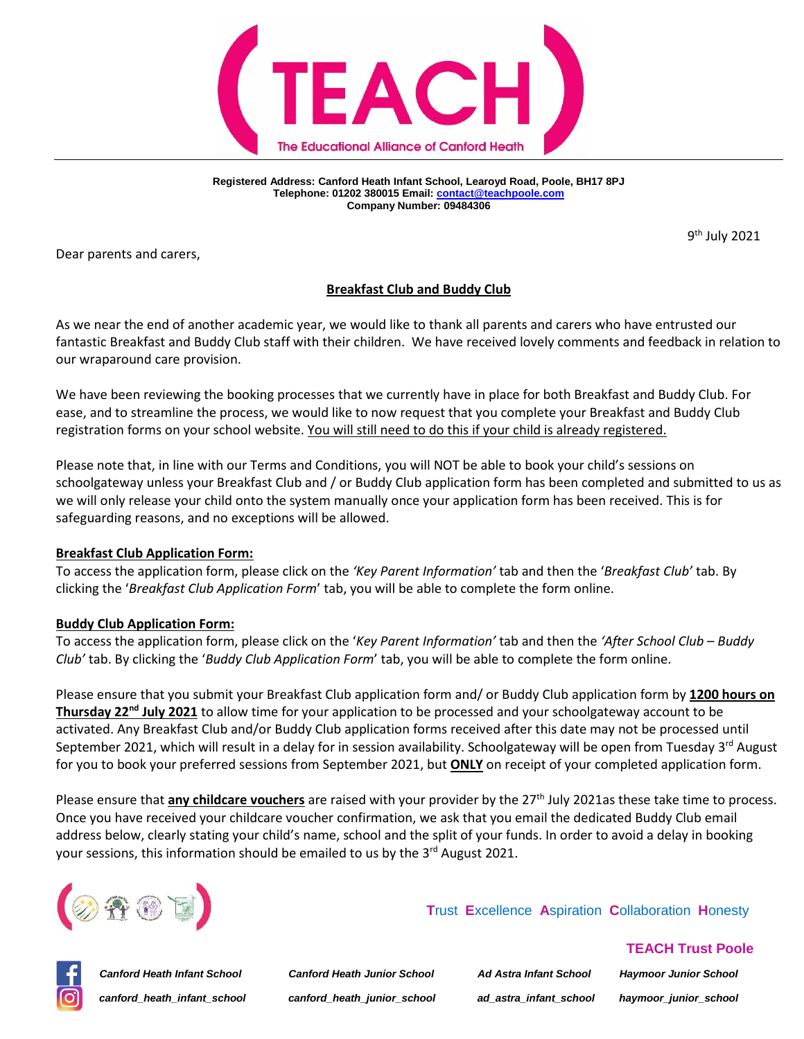# TEACH
The Educational Alliance of Canford Heath

**Registered Address: Canford Heath Infant School, Learoyd Road, Poole, BH17 8PJ**
**Telephone: 01202 380015 Email: contact@teachpoole.com**
**Company Number: 09484306**

9th July 2021

Dear parents and carers,

## Breakfast Club and Buddy Club

As we near the end of another academic year, we would like to thank all parents and carers who have entrusted our fantastic Breakfast and Buddy Club staff with their children. We have received lovely comments and feedback in relation to our wraparound care provision.

We have been reviewing the booking processes that we currently have in place for both Breakfast and Buddy Club. For ease, and to streamline the process, we would like to now request that you complete your Breakfast and Buddy Club registration forms on your school website. You will still need to do this if your child is already registered.

Please note that, in line with our Terms and Conditions, you will NOT be able to book your child's sessions on schoolgateway unless your Breakfast Club and / or Buddy Club application form has been completed and submitted to us as we will only release your child onto the system manually once your application form has been received. This is for safeguarding reasons, and no exceptions will be allowed.

**Breakfast Club Application Form:**
To access the application form, please click on the *'Key Parent Information'* tab and then the '*Breakfast Club'* tab. By clicking the '*Breakfast Club Application Form*' tab, you will be able to complete the form online.

**Buddy Club Application Form:**
To access the application form, please click on the '*Key Parent Information'* tab and then the *'After School Club – Buddy Club'* tab. By clicking the '*Buddy Club Application Form*' tab, you will be able to complete the form online.

Please ensure that you submit your Breakfast Club application form and/ or Buddy Club application form by **1200 hours on Thursday 22nd July 2021** to allow time for your application to be processed and your schoolgateway account to be activated. Any Breakfast Club and/or Buddy Club application forms received after this date may not be processed until September 2021, which will result in a delay for in session availability. Schoolgateway will be open from Tuesday 3rd August for you to book your preferred sessions from September 2021, but **ONLY** on receipt of your completed application form.

Please ensure that **any childcare vouchers** are raised with your provider by the 27th July 2021as these take time to process. Once you have received your childcare voucher confirmation, we ask that you email the dedicated Buddy Club email address below, clearly stating your child's name, school and the split of your funds. In order to avoid a delay in booking your sessions, this information should be emailed to us by the 3rd August 2021.

Trust Excellence Aspiration Collaboration Honesty

**TEACH Trust Poole**

| *Canford Heath Infant School* | *Canford Heath Junior School* | *Ad Astra Infant School* | *Haymoor Junior School* |
|---|---|---|---|
| *canford_heath_infant_school* | *canford_heath_junior_school* | *ad_astra_infant_school* | *haymoor_junior_school* |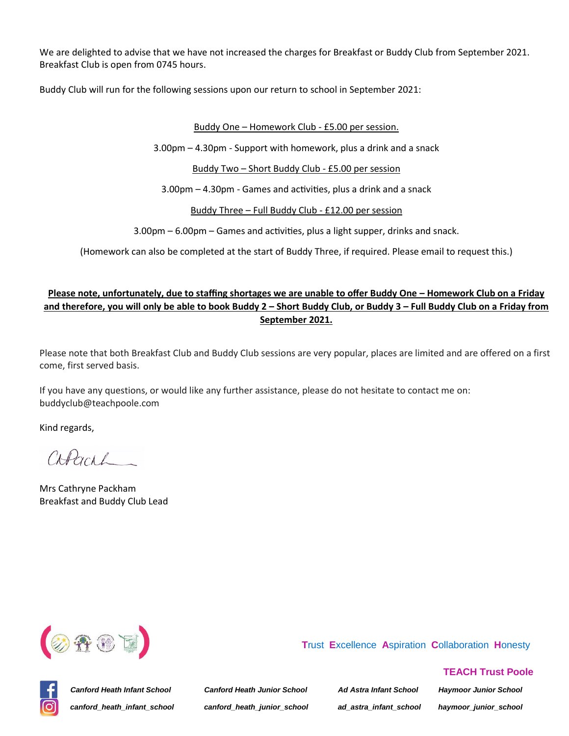We are delighted to advise that we have not increased the charges for Breakfast or Buddy Club from September 2021. Breakfast Club is open from 0745 hours.

Buddy Club will run for the following sessions upon our return to school in September 2021:

Buddy One – Homework Club - £5.00 per session.

3.00pm – 4.30pm - Support with homework, plus a drink and a snack

Buddy Two – Short Buddy Club - £5.00 per session

3.00pm – 4.30pm - Games and activities, plus a drink and a snack

Buddy Three – Full Buddy Club - £12.00 per session

3.00pm – 6.00pm – Games and activities, plus a light supper, drinks and snack.

(Homework can also be completed at the start of Buddy Three, if required. Please email to request this.)

**Please note, unfortunately, due to staffing shortages we are unable to offer Buddy One – Homework Club on a Friday and therefore, you will only be able to book Buddy 2 – Short Buddy Club, or Buddy 3 – Full Buddy Club on a Friday from September 2021.**

Please note that both Breakfast Club and Buddy Club sessions are very popular, places are limited and are offered on a first come, first served basis.

If you have any questions, or would like any further assistance, please do not hesitate to contact me on: buddyclub@teachpoole.com

Kind regards,

CAPackh

Mrs Cathryne Packham
Breakfast and Buddy Club Lead

Trust Excellence Aspiration Collaboration Honesty

**TEACH Trust Poole**

| | | | |
|---|---|---|---|
| *Canford Heath Infant School* | *Canford Heath Junior School* | *Ad Astra Infant School* | *Haymoor Junior School* |
| *canford_heath_infant_school* | *canford_heath_junior_school* | *ad_astra_infant_school* | *haymoor_junior_school* |